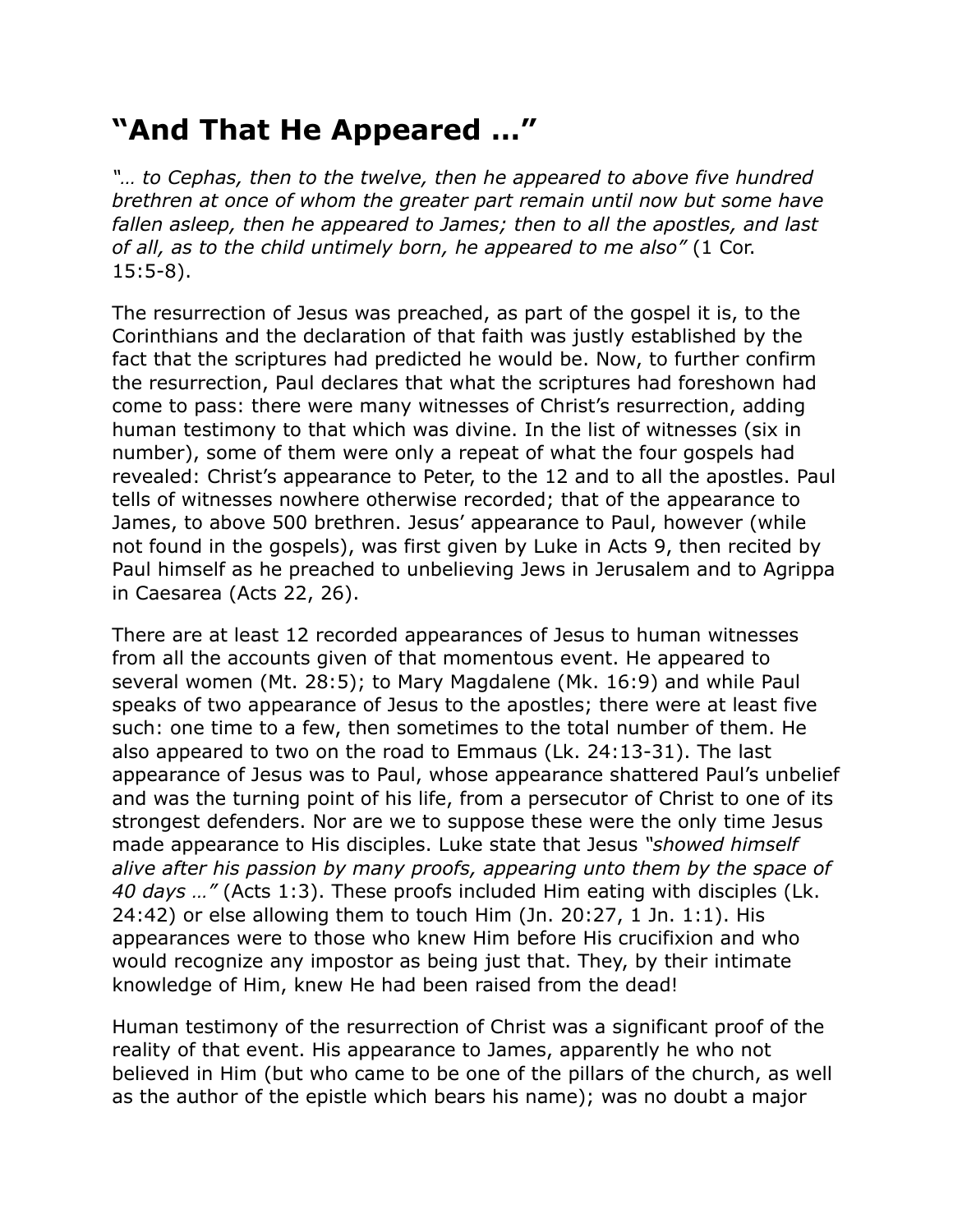# “And That He Appeared …”

*“… to Cephas, then to the twelve, then he appeared to above five hundred brethren at once of whom the greater part remain until now but some have fallen asleep, then he appeared to James; then to all the apostles, and last of all, as to the child untimely born, he appeared to me also”* (1 Cor. 15:5-8).

The resurrection of Jesus was preached, as part of the gospel it is, to the Corinthians and the declaration of that faith was justly established by the fact that the scriptures had predicted he would be. Now, to further confirm the resurrection, Paul declares that what the scriptures had foreshown had come to pass: there were many witnesses of Christ’s resurrection, adding human testimony to that which was divine. In the list of witnesses (six in number), some of them were only a repeat of what the four gospels had revealed: Christ’s appearance to Peter, to the 12 and to all the apostles. Paul tells of witnesses nowhere otherwise recorded; that of the appearance to James, to above 500 brethren. Jesus’ appearance to Paul, however (while not found in the gospels), was first given by Luke in Acts 9, then recited by Paul himself as he preached to unbelieving Jews in Jerusalem and to Agrippa in Caesarea (Acts 22, 26).

There are at least 12 recorded appearances of Jesus to human witnesses from all the accounts given of that momentous event. He appeared to several women (Mt. 28:5); to Mary Magdalene (Mk. 16:9) and while Paul speaks of two appearance of Jesus to the apostles; there were at least five such: one time to a few, then sometimes to the total number of them. He also appeared to two on the road to Emmaus (Lk. 24:13-31). The last appearance of Jesus was to Paul, whose appearance shattered Paul’s unbelief and was the turning point of his life, from a persecutor of Christ to one of its strongest defenders. Nor are we to suppose these were the only time Jesus made appearance to His disciples. Luke state that Jesus *“showed himself alive after his passion by many proofs, appearing unto them by the space of 40 days …”* (Acts 1:3). These proofs included Him eating with disciples (Lk. 24:42) or else allowing them to touch Him (Jn. 20:27, 1 Jn. 1:1). His appearances were to those who knew Him before His crucifixion and who would recognize any impostor as being just that. They, by their intimate knowledge of Him, knew He had been raised from the dead!

Human testimony of the resurrection of Christ was a significant proof of the reality of that event. His appearance to James, apparently he who not believed in Him (but who came to be one of the pillars of the church, as well as the author of the epistle which bears his name); was no doubt a major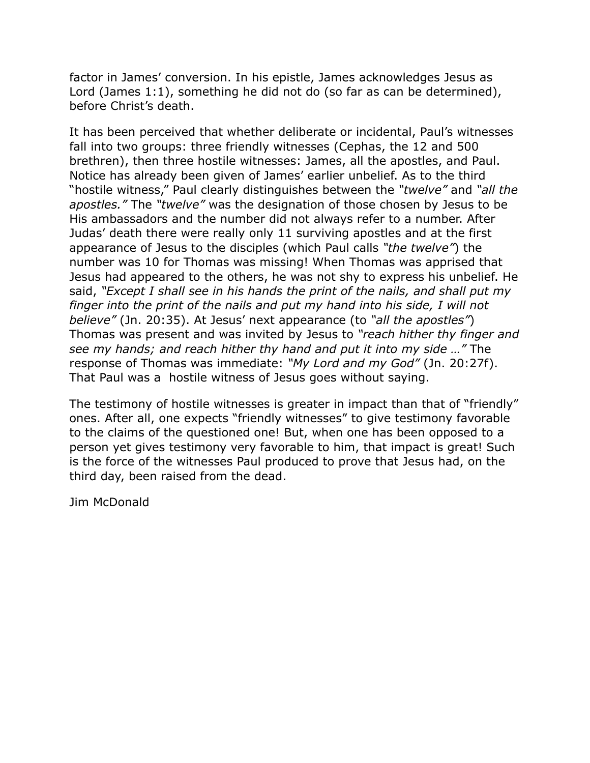factor in James' conversion. In his epistle, James acknowledges Jesus as Lord (James 1:1), something he did not do (so far as can be determined), before Christ's death.

It has been perceived that whether deliberate or incidental, Paul's witnesses fall into two groups: three friendly witnesses (Cephas, the 12 and 500 brethren), then three hostile witnesses: James, all the apostles, and Paul. Notice has already been given of James' earlier unbelief. As to the third "hostile witness," Paul clearly distinguishes between the *"twelve"* and *"all the apostles."* The *"twelve"* was the designation of those chosen by Jesus to be His ambassadors and the number did not always refer to a number. After Judas' death there were really only 11 surviving apostles and at the first appearance of Jesus to the disciples (which Paul calls *"the twelve"*) the number was 10 for Thomas was missing! When Thomas was apprised that Jesus had appeared to the others, he was not shy to express his unbelief. He said, *"Except I shall see in his hands the print of the nails, and shall put my finger into the print of the nails and put my hand into his side, I will not believe"* (Jn. 20:35). At Jesus' next appearance (to *"all the apostles"*) Thomas was present and was invited by Jesus to *"reach hither thy finger and see my hands; and reach hither thy hand and put it into my side …"* The response of Thomas was immediate: *"My Lord and my God"* (Jn. 20:27f). That Paul was a hostile witness of Jesus goes without saying.

The testimony of hostile witnesses is greater in impact than that of "friendly" ones. After all, one expects "friendly witnesses" to give testimony favorable to the claims of the questioned one! But, when one has been opposed to a person yet gives testimony very favorable to him, that impact is great! Such is the force of the witnesses Paul produced to prove that Jesus had, on the third day, been raised from the dead.

Jim McDonald